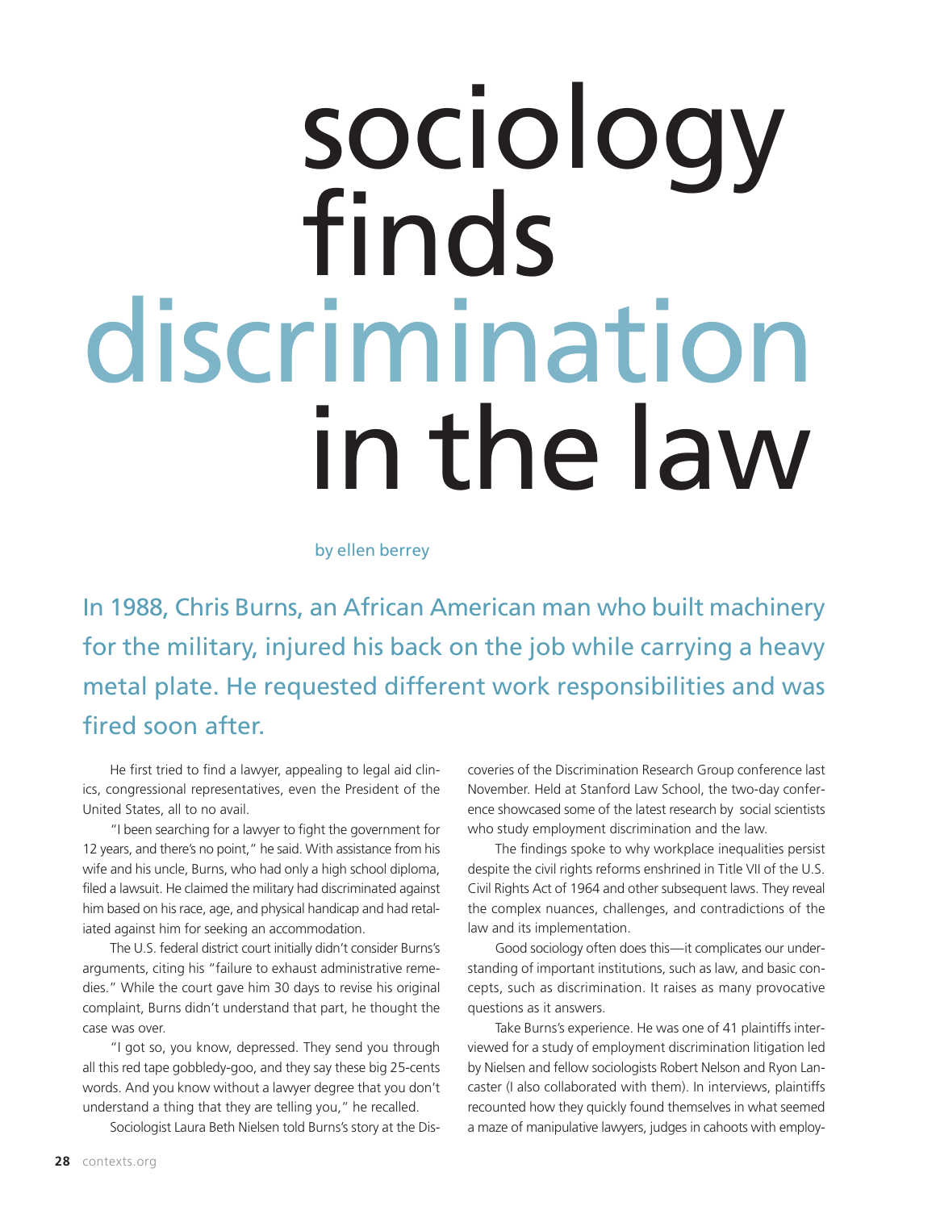# sociology finds discrimination in the law

by ellen berrey

In 1988, Chris Burns, an African American man who built machinery for the military, injured his back on the job while carrying a heavy metal plate. He requested different work responsibilities and was fired soon after.

He first tried to find a lawyer, appealing to legal aid clinics, congressional representatives, even the President of the United States, all to no avail.

"I been searching for a lawyer to fight the government for 12 years, and there's no point," he said. With assistance from his wife and his uncle, Burns, who had only a high school diploma, filed a lawsuit. He claimed the military had discriminated against him based on his race, age, and physical handicap and had retaliated against him for seeking an accommodation.

The U.S. federal district court initially didn't consider Burns's arguments, citing his "failure to exhaust administrative remedies." While the court gave him 30 days to revise his original complaint, Burns didn't understand that part, he thought the case was over.

"I got so, you know, depressed. They send you through all this red tape gobbledy-goo, and they say these big 25-cents words. And you know without a lawyer degree that you don't understand a thing that they are telling you," he recalled.

Sociologist Laura Beth Nielsen told Burns's story at the Discoveries of the Discrimination Research Group conference last November. Held at Stanford Law School, the two-day conference showcased some of the latest research by social scientists who study employment discrimination and the law.

The findings spoke to why workplace inequalities persist despite the civil rights reforms enshrined in Title VII of the U.S. Civil Rights Act of 1964 and other subsequent laws. They reveal the complex nuances, challenges, and contradictions of the law and its implementation.

Good sociology often does this—it complicates our understanding of important institutions, such as law, and basic concepts, such as discrimination. It raises as many provocative questions as it answers.

Take Burns's experience. He was one of 41 plaintiffs interviewed for a study of employment discrimination litigation led by Nielsen and fellow sociologists Robert Nelson and Ryon Lancaster (I also collaborated with them). In interviews, plaintiffs recounted how they quickly found themselves in what seemed a maze of manipulative lawyers, judges in cahoots with employ-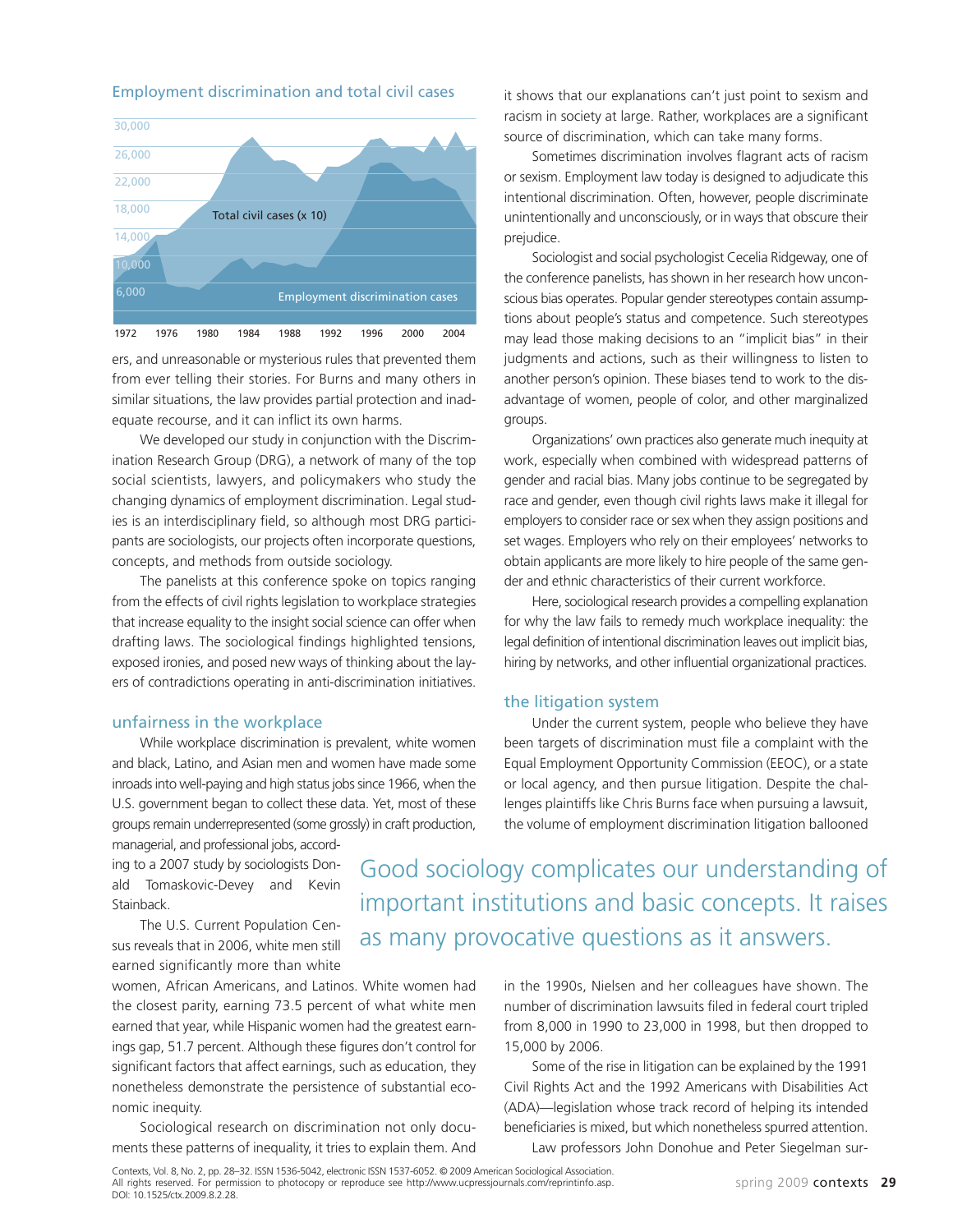### Employment discrimination and total civil cases

30,000
26,000
22,000
18,000
14,000
10,000
6,000

Total civil cases (x 10)

Employment discrimination cases

1972 1976 1980 1984 1988 1992 1996 2000 2004

ers, and unreasonable or mysterious rules that prevented them from ever telling their stories. For Burns and many others in similar situations, the law provides partial protection and inadequate recourse, and it can inflict its own harms.

We developed our study in conjunction with the Discrimination Research Group (DRG), a network of many of the top social scientists, lawyers, and policymakers who study the changing dynamics of employment discrimination. Legal studies is an interdisciplinary field, so although most DRG participants are sociologists, our projects often incorporate questions, concepts, and methods from outside sociology.

The panelists at this conference spoke on topics ranging from the effects of civil rights legislation to workplace strategies that increase equality to the insight social science can offer when drafting laws. The sociological findings highlighted tensions, exposed ironies, and posed new ways of thinking about the layers of contradictions operating in anti-discrimination initiatives.

## unfairness in the workplace

While workplace discrimination is prevalent, white women and black, Latino, and Asian men and women have made some inroads into well-paying and high status jobs since 1966, when the U.S. government began to collect these data. Yet, most of these groups remain underrepresented (some grossly) in craft production, managerial, and professional jobs, according to a 2007 study by sociologists Donald Tomaskovic-Devey and Kevin Stainback.

The U.S. Current Population Census reveals that in 2006, white men still earned significantly more than white women, African Americans, and Latinos. White women had the closest parity, earning 73.5 percent of what white men earned that year, while Hispanic women had the greatest earnings gap, 51.7 percent. Although these figures don't control for significant factors that affect earnings, such as education, they nonetheless demonstrate the persistence of substantial economic inequity.

Sociological research on discrimination not only documents these patterns of inequality, it tries to explain them. And it shows that our explanations can't just point to sexism and racism in society at large. Rather, workplaces are a significant source of discrimination, which can take many forms.

Sometimes discrimination involves flagrant acts of racism or sexism. Employment law today is designed to adjudicate this intentional discrimination. Often, however, people discriminate unintentionally and unconsciously, or in ways that obscure their prejudice.

Sociologist and social psychologist Cecelia Ridgeway, one of the conference panelists, has shown in her research how unconscious bias operates. Popular gender stereotypes contain assumptions about people's status and competence. Such stereotypes may lead those making decisions to an "implicit bias" in their judgments and actions, such as their willingness to listen to another person's opinion. These biases tend to work to the disadvantage of women, people of color, and other marginalized groups.

Organizations' own practices also generate much inequity at work, especially when combined with widespread patterns of gender and racial bias. Many jobs continue to be segregated by race and gender, even though civil rights laws make it illegal for employers to consider race or sex when they assign positions and set wages. Employers who rely on their employees' networks to obtain applicants are more likely to hire people of the same gender and ethnic characteristics of their current workforce.

Here, sociological research provides a compelling explanation for why the law fails to remedy much workplace inequality: the legal definition of intentional discrimination leaves out implicit bias, hiring by networks, and other influential organizational practices.

> Good sociology complicates our understanding of important institutions and basic concepts. It raises as many provocative questions as it answers.

## the litigation system

Under the current system, people who believe they have been targets of discrimination must file a complaint with the Equal Employment Opportunity Commission (EEOC), or a state or local agency, and then pursue litigation. Despite the challenges plaintiffs like Chris Burns face when pursuing a lawsuit, the volume of employment discrimination litigation ballooned in the 1990s, Nielsen and her colleagues have shown. The number of discrimination lawsuits filed in federal court tripled from 8,000 in 1990 to 23,000 in 1998, but then dropped to 15,000 by 2006.

Some of the rise in litigation can be explained by the 1991 Civil Rights Act and the 1992 Americans with Disabilities Act (ADA)—legislation whose track record of helping its intended beneficiaries is mixed, but which nonetheless spurred attention.

Law professors John Donohue and Peter Siegelman sur-

Contexts, Vol. 8, No. 2, pp. 28–32. ISSN 1536-5042, electronic ISSN 1537-6052. © 2009 American Sociological Association. All rights reserved. For permission to photocopy or reproduce see http://www.ucpressjournals.com/reprintinfo.asp. DOI: 10.1525/ctx.2009.8.2.28.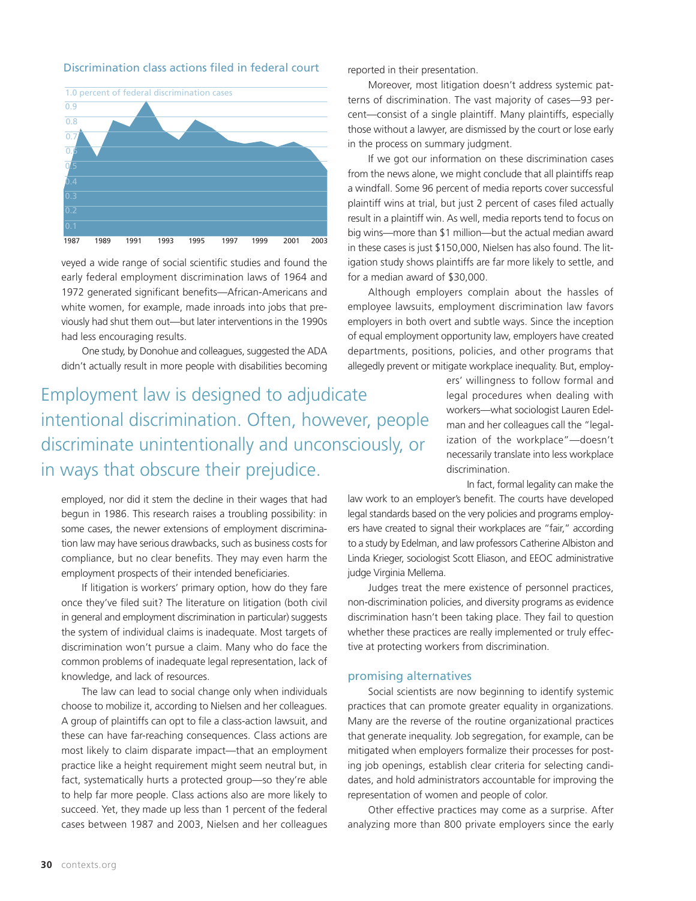Discrimination class actions filed in federal court

1.0 percent of federal discrimination cases

0.9

0.8

0.7

0.6

0.5

0.4

0.3

0.2

0.1

1987 1989 1991 1993 1995 1997 1999 2001 2003

veyed a wide range of social scientific studies and found the early federal employment discrimination laws of 1964 and 1972 generated significant benefits—African-Americans and white women, for example, made inroads into jobs that previously had shut them out—but later interventions in the 1990s had less encouraging results.

One study, by Donohue and colleagues, suggested the ADA didn't actually result in more people with disabilities becoming employed, nor did it stem the decline in their wages that had begun in 1986. This research raises a troubling possibility: in some cases, the newer extensions of employment discrimination law may have serious drawbacks, such as business costs for compliance, but no clear benefits. They may even harm the employment prospects of their intended beneficiaries.

> Employment law is designed to adjudicate intentional discrimination. Often, however, people discriminate unintentionally and unconsciously, or in ways that obscure their prejudice.

If litigation is workers' primary option, how do they fare once they've filed suit? The literature on litigation (both civil in general and employment discrimination in particular) suggests the system of individual claims is inadequate. Most targets of discrimination won't pursue a claim. Many who do face the common problems of inadequate legal representation, lack of knowledge, and lack of resources.

The law can lead to social change only when individuals choose to mobilize it, according to Nielsen and her colleagues. A group of plaintiffs can opt to file a class-action lawsuit, and these can have far-reaching consequences. Class actions are most likely to claim disparate impact—that an employment practice like a height requirement might seem neutral but, in fact, systematically hurts a protected group—so they're able to help far more people. Class actions also are more likely to succeed. Yet, they made up less than 1 percent of the federal cases between 1987 and 2003, Nielsen and her colleagues reported in their presentation.

Moreover, most litigation doesn't address systemic patterns of discrimination. The vast majority of cases—93 percent—consist of a single plaintiff. Many plaintiffs, especially those without a lawyer, are dismissed by the court or lose early in the process on summary judgment.

If we got our information on these discrimination cases from the news alone, we might conclude that all plaintiffs reap a windfall. Some 96 percent of media reports cover successful plaintiff wins at trial, but just 2 percent of cases filed actually result in a plaintiff win. As well, media reports tend to focus on big wins—more than $1 million—but the actual median award in these cases is just $150,000, Nielsen has also found. The litigation study shows plaintiffs are far more likely to settle, and for a median award of $30,000.

Although employers complain about the hassles of employee lawsuits, employment discrimination law favors employers in both overt and subtle ways. Since the inception of equal employment opportunity law, employers have created departments, positions, policies, and other programs that allegedly prevent or mitigate workplace inequality. But, employers' willingness to follow formal and legal procedures when dealing with workers—what sociologist Lauren Edelman and her colleagues call the "legalization of the workplace"—doesn't necessarily translate into less workplace discrimination.

In fact, formal legality can make the law work to an employer's benefit. The courts have developed legal standards based on the very policies and programs employers have created to signal their workplaces are "fair," according to a study by Edelman, and law professors Catherine Albiston and Linda Krieger, sociologist Scott Eliason, and EEOC administrative judge Virginia Mellema.

Judges treat the mere existence of personnel practices, non-discrimination policies, and diversity programs as evidence discrimination hasn't been taking place. They fail to question whether these practices are really implemented or truly effective at protecting workers from discrimination.

## promising alternatives

Social scientists are now beginning to identify systemic practices that can promote greater equality in organizations. Many are the reverse of the routine organizational practices that generate inequality. Job segregation, for example, can be mitigated when employers formalize their processes for posting job openings, establish clear criteria for selecting candidates, and hold administrators accountable for improving the representation of women and people of color.

Other effective practices may come as a surprise. After analyzing more than 800 private employers since the early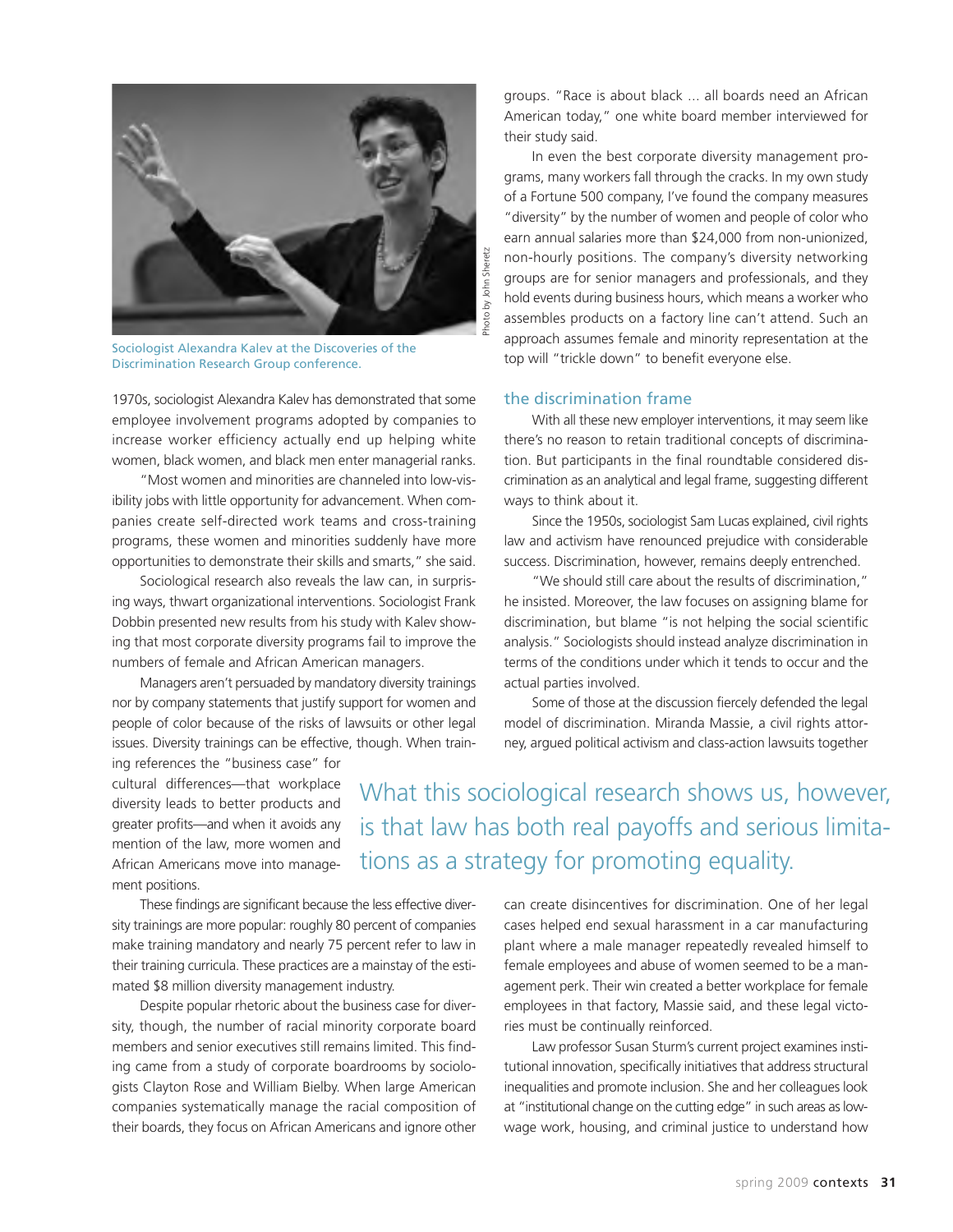Sociologist Alexandra Kalev at the Discoveries of the Discrimination Research Group conference.

1970s, sociologist Alexandra Kalev has demonstrated that some employee involvement programs adopted by companies to increase worker efficiency actually end up helping white women, black women, and black men enter managerial ranks.

"Most women and minorities are channeled into low-visibility jobs with little opportunity for advancement. When companies create self-directed work teams and cross-training programs, these women and minorities suddenly have more opportunities to demonstrate their skills and smarts," she said.

Sociological research also reveals the law can, in surprising ways, thwart organizational interventions. Sociologist Frank Dobbin presented new results from his study with Kalev showing that most corporate diversity programs fail to improve the numbers of female and African American managers.

Managers aren't persuaded by mandatory diversity trainings nor by company statements that justify support for women and people of color because of the risks of lawsuits or other legal issues. Diversity trainings can be effective, though. When training references the "business case" for cultural differences—that workplace diversity leads to better products and greater profits—and when it avoids any mention of the law, more women and African Americans move into management positions.

These findings are significant because the less effective diversity trainings are more popular: roughly 80 percent of companies make training mandatory and nearly 75 percent refer to law in their training curricula. These practices are a mainstay of the estimated $8 million diversity management industry.

Despite popular rhetoric about the business case for diversity, though, the number of racial minority corporate board members and senior executives still remains limited. This finding came from a study of corporate boardrooms by sociologists Clayton Rose and William Bielby. When large American companies systematically manage the racial composition of their boards, they focus on African Americans and ignore other groups. "Race is about black ... all boards need an African American today," one white board member interviewed for their study said.

In even the best corporate diversity management programs, many workers fall through the cracks. In my own study of a Fortune 500 company, I've found the company measures "diversity" by the number of women and people of color who earn annual salaries more than $24,000 from non-unionized, non-hourly positions. The company's diversity networking groups are for senior managers and professionals, and they hold events during business hours, which means a worker who assembles products on a factory line can't attend. Such an approach assumes female and minority representation at the top will "trickle down" to benefit everyone else.

## the discrimination frame

With all these new employer interventions, it may seem like there's no reason to retain traditional concepts of discrimination. But participants in the final roundtable considered discrimination as an analytical and legal frame, suggesting different ways to think about it.

Since the 1950s, sociologist Sam Lucas explained, civil rights law and activism have renounced prejudice with considerable success. Discrimination, however, remains deeply entrenched.

"We should still care about the results of discrimination," he insisted. Moreover, the law focuses on assigning blame for discrimination, but blame "is not helping the social scientific analysis." Sociologists should instead analyze discrimination in terms of the conditions under which it tends to occur and the actual parties involved.

Some of those at the discussion fiercely defended the legal model of discrimination. Miranda Massie, a civil rights attorney, argued political activism and class-action lawsuits together can create disincentives for discrimination. One of her legal cases helped end sexual harassment in a car manufacturing plant where a male manager repeatedly revealed himself to female employees and abuse of women seemed to be a management perk. Their win created a better workplace for female employees in that factory, Massie said, and these legal victories must be continually reinforced.

> What this sociological research shows us, however, is that law has both real payoffs and serious limitations as a strategy for promoting equality.

Law professor Susan Sturm's current project examines institutional innovation, specifically initiatives that address structural inequalities and promote inclusion. She and her colleagues look at "institutional change on the cutting edge" in such areas as low-wage work, housing, and criminal justice to understand how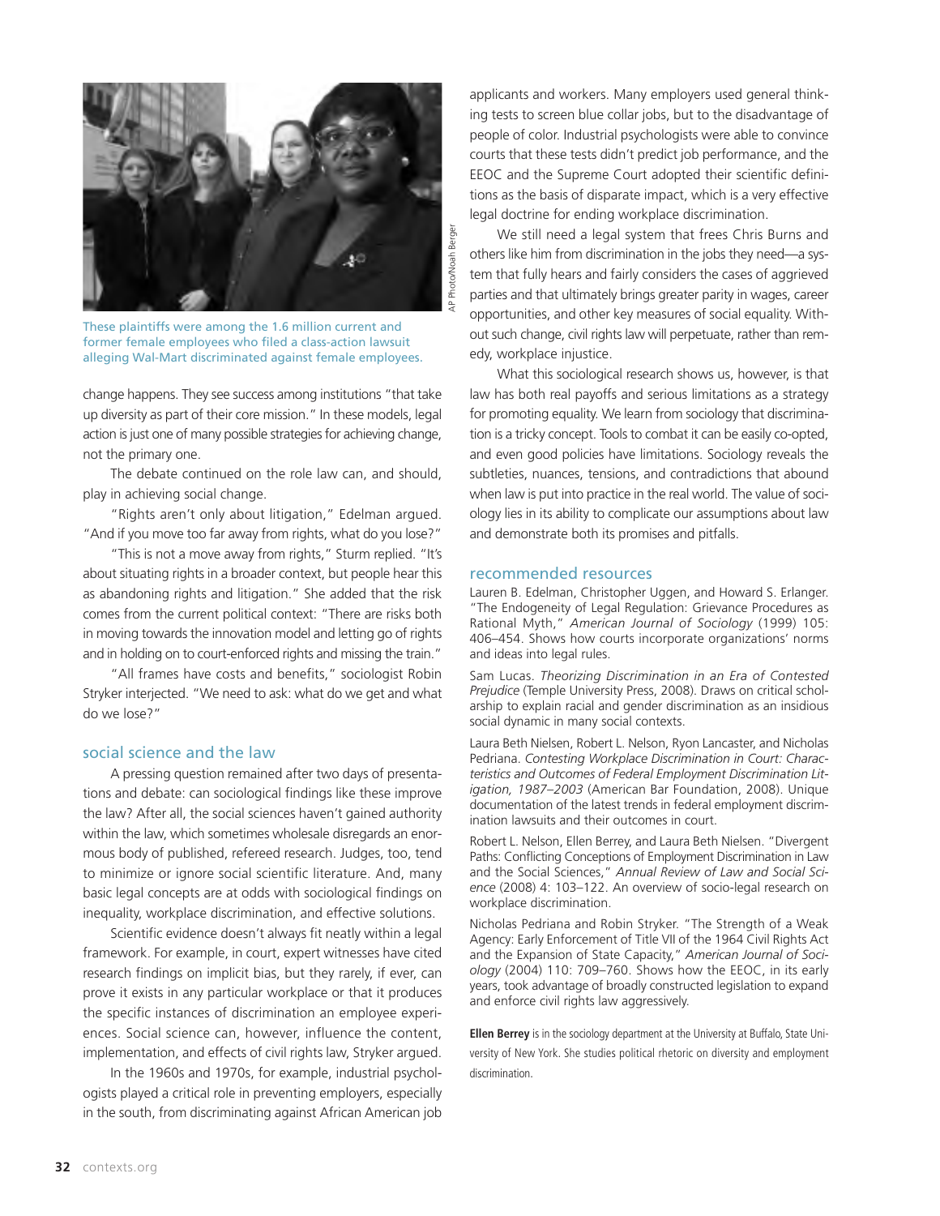These plaintiffs were among the 1.6 million current and former female employees who filed a class-action lawsuit alleging Wal-Mart discriminated against female employees.

change happens. They see success among institutions "that take up diversity as part of their core mission." In these models, legal action is just one of many possible strategies for achieving change, not the primary one.

The debate continued on the role law can, and should, play in achieving social change.

"Rights aren't only about litigation," Edelman argued. "And if you move too far away from rights, what do you lose?"

"This is not a move away from rights," Sturm replied. "It's about situating rights in a broader context, but people hear this as abandoning rights and litigation." She added that the risk comes from the current political context: "There are risks both in moving towards the innovation model and letting go of rights and in holding on to court-enforced rights and missing the train."

"All frames have costs and benefits," sociologist Robin Stryker interjected. "We need to ask: what do we get and what do we lose?"

## social science and the law

A pressing question remained after two days of presentations and debate: can sociological findings like these improve the law? After all, the social sciences haven't gained authority within the law, which sometimes wholesale disregards an enormous body of published, refereed research. Judges, too, tend to minimize or ignore social scientific literature. And, many basic legal concepts are at odds with sociological findings on inequality, workplace discrimination, and effective solutions.

Scientific evidence doesn't always fit neatly within a legal framework. For example, in court, expert witnesses have cited research findings on implicit bias, but they rarely, if ever, can prove it exists in any particular workplace or that it produces the specific instances of discrimination an employee experiences. Social science can, however, influence the content, implementation, and effects of civil rights law, Stryker argued.

In the 1960s and 1970s, for example, industrial psychologists played a critical role in preventing employers, especially in the south, from discriminating against African American job applicants and workers. Many employers used general thinking tests to screen blue collar jobs, but to the disadvantage of people of color. Industrial psychologists were able to convince courts that these tests didn't predict job performance, and the EEOC and the Supreme Court adopted their scientific definitions as the basis of disparate impact, which is a very effective legal doctrine for ending workplace discrimination.

We still need a legal system that frees Chris Burns and others like him from discrimination in the jobs they need—a system that fully hears and fairly considers the cases of aggrieved parties and that ultimately brings greater parity in wages, career opportunities, and other key measures of social equality. Without such change, civil rights law will perpetuate, rather than remedy, workplace injustice.

What this sociological research shows us, however, is that law has both real payoffs and serious limitations as a strategy for promoting equality. We learn from sociology that discrimination is a tricky concept. Tools to combat it can be easily co-opted, and even good policies have limitations. Sociology reveals the subtleties, nuances, tensions, and contradictions that abound when law is put into practice in the real world. The value of sociology lies in its ability to complicate our assumptions about law and demonstrate both its promises and pitfalls.

## recommended resources

Lauren B. Edelman, Christopher Uggen, and Howard S. Erlanger. "The Endogeneity of Legal Regulation: Grievance Procedures as Rational Myth," *American Journal of Sociology* (1999) 105: 406–454. Shows how courts incorporate organizations' norms and ideas into legal rules.

Sam Lucas. *Theorizing Discrimination in an Era of Contested Prejudice* (Temple University Press, 2008). Draws on critical scholarship to explain racial and gender discrimination as an insidious social dynamic in many social contexts.

Laura Beth Nielsen, Robert L. Nelson, Ryon Lancaster, and Nicholas Pedriana. *Contesting Workplace Discrimination in Court: Characteristics and Outcomes of Federal Employment Discrimination Litigation, 1987–2003* (American Bar Foundation, 2008). Unique documentation of the latest trends in federal employment discrimination lawsuits and their outcomes in court.

Robert L. Nelson, Ellen Berrey, and Laura Beth Nielsen. "Divergent Paths: Conflicting Conceptions of Employment Discrimination in Law and the Social Sciences," *Annual Review of Law and Social Science* (2008) 4: 103–122. An overview of socio-legal research on workplace discrimination.

Nicholas Pedriana and Robin Stryker. "The Strength of a Weak Agency: Early Enforcement of Title VII of the 1964 Civil Rights Act and the Expansion of State Capacity," *American Journal of Sociology* (2004) 110: 709–760. Shows how the EEOC, in its early years, took advantage of broadly constructed legislation to expand and enforce civil rights law aggressively.

**Ellen Berrey** is in the sociology department at the University at Buffalo, State University of New York. She studies political rhetoric on diversity and employment discrimination.